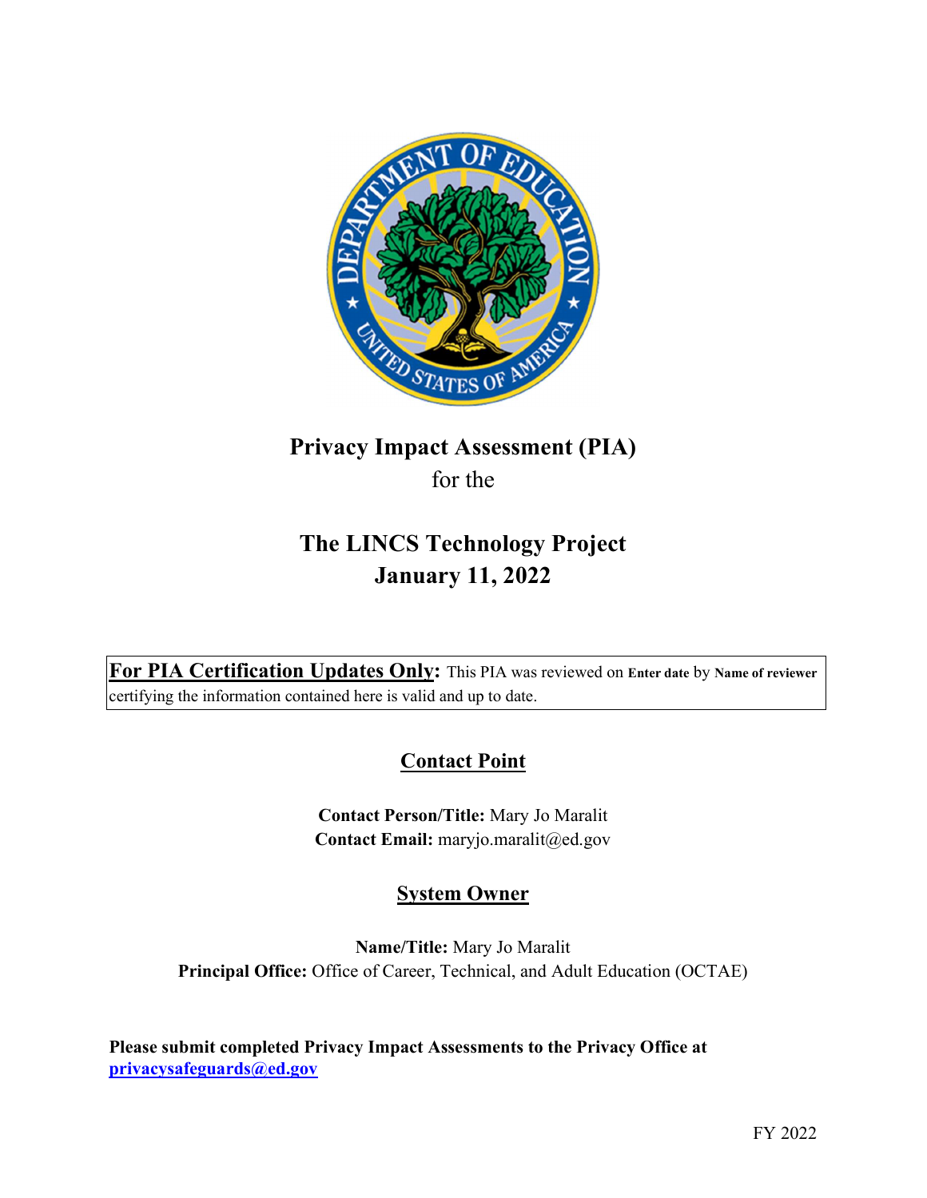# Privacy Impact Assessment (PIA)

for the

# The LINCS Technology Project
## January 11, 2022

**For PIA Certification Updates Only:** This PIA was reviewed on **Enter date** by **Name of reviewer** certifying the information contained here is valid and up to date.

## Contact Point

**Contact Person/Title:** Mary Jo Maralit
**Contact Email:** maryjo.maralit@ed.gov

## System Owner

**Name/Title:** Mary Jo Maralit
**Principal Office:** Office of Career, Technical, and Adult Education (OCTAE)

**Please submit completed Privacy Impact Assessments to the Privacy Office at privacysafeguards@ed.gov**

FY 2022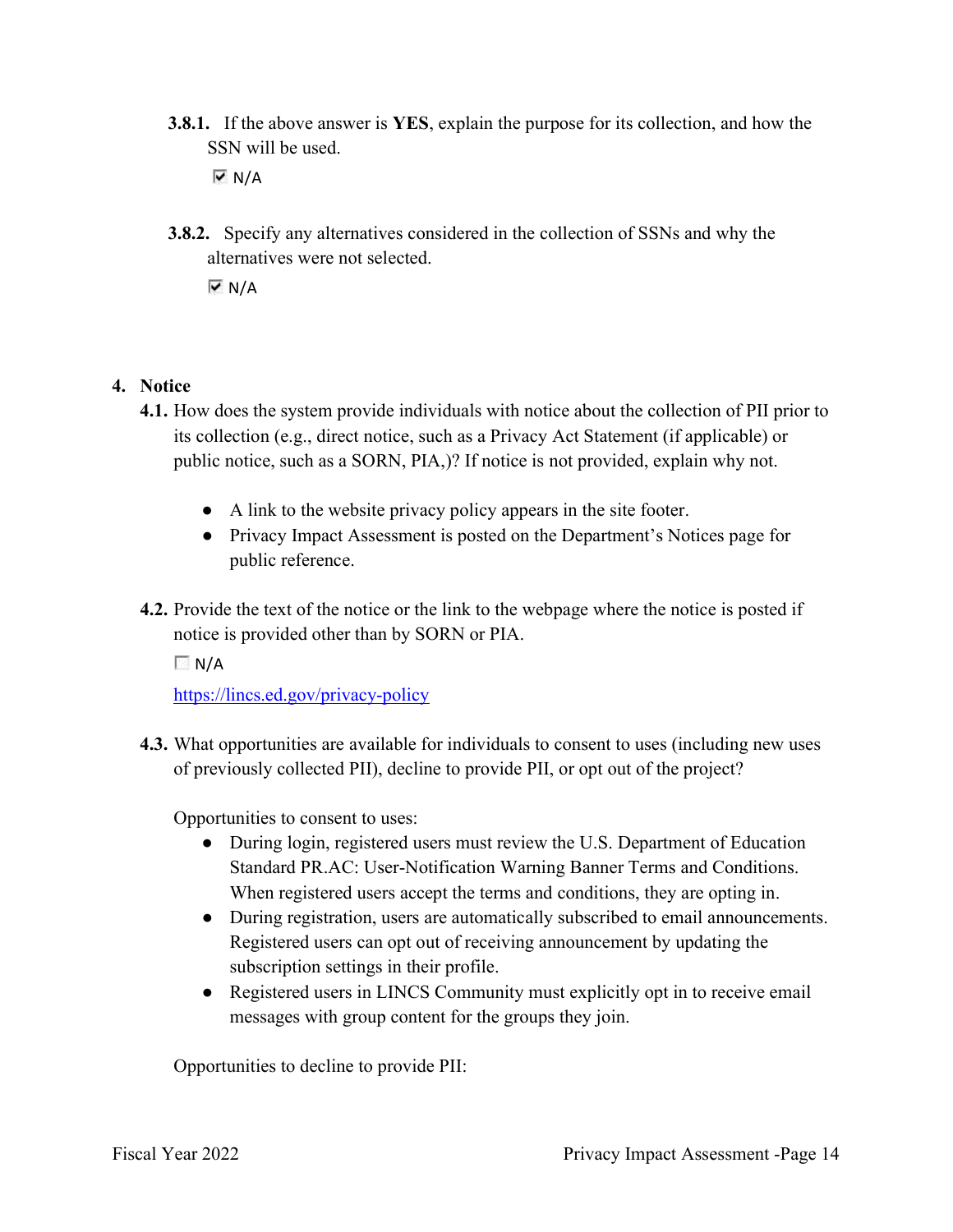**3.8.1.** If the above answer is **YES**, explain the purpose for its collection, and how the SSN will be used.

☑ N/A

**3.8.2.** Specify any alternatives considered in the collection of SSNs and why the alternatives were not selected.

☑ N/A

## 4. Notice

**4.1.** How does the system provide individuals with notice about the collection of PII prior to its collection (e.g., direct notice, such as a Privacy Act Statement (if applicable) or public notice, such as a SORN, PIA,)? If notice is not provided, explain why not.

- A link to the website privacy policy appears in the site footer.
- Privacy Impact Assessment is posted on the Department's Notices page for public reference.

**4.2.** Provide the text of the notice or the link to the webpage where the notice is posted if notice is provided other than by SORN or PIA.

☐ N/A

https://lincs.ed.gov/privacy-policy

**4.3.** What opportunities are available for individuals to consent to uses (including new uses of previously collected PII), decline to provide PII, or opt out of the project?

Opportunities to consent to uses:

- During login, registered users must review the U.S. Department of Education Standard PR.AC: User-Notification Warning Banner Terms and Conditions. When registered users accept the terms and conditions, they are opting in.
- During registration, users are automatically subscribed to email announcements. Registered users can opt out of receiving announcement by updating the subscription settings in their profile.
- Registered users in LINCS Community must explicitly opt in to receive email messages with group content for the groups they join.

Opportunities to decline to provide PII: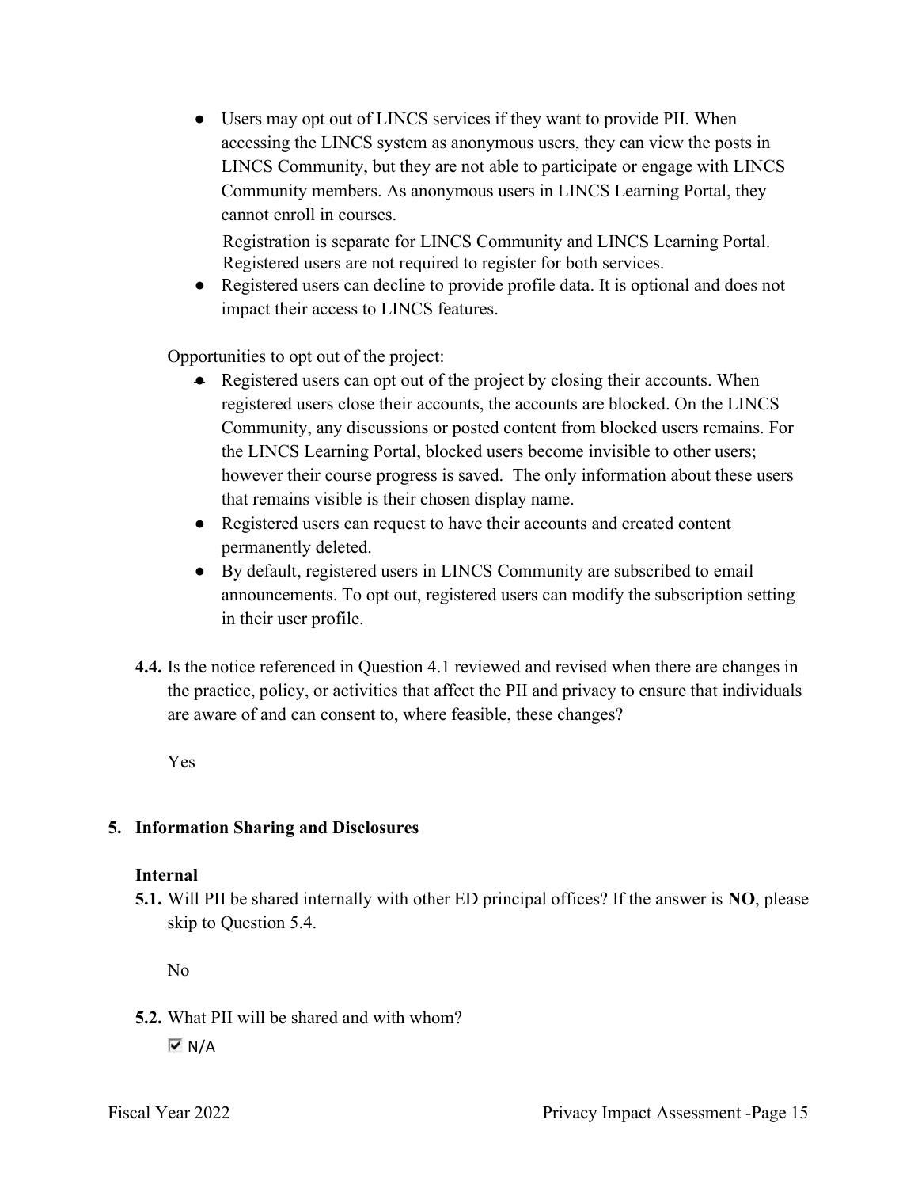- Users may opt out of LINCS services if they want to provide PII. When accessing the LINCS system as anonymous users, they can view the posts in LINCS Community, but they are not able to participate or engage with LINCS Community members. As anonymous users in LINCS Learning Portal, they cannot enroll in courses.

  Registration is separate for LINCS Community and LINCS Learning Portal. Registered users are not required to register for both services.
- Registered users can decline to provide profile data. It is optional and does not impact their access to LINCS features.

Opportunities to opt out of the project:

- Registered users can opt out of the project by closing their accounts. When registered users close their accounts, the accounts are blocked. On the LINCS Community, any discussions or posted content from blocked users remains. For the LINCS Learning Portal, blocked users become invisible to other users; however their course progress is saved. The only information about these users that remains visible is their chosen display name.
- Registered users can request to have their accounts and created content permanently deleted.
- By default, registered users in LINCS Community are subscribed to email announcements. To opt out, registered users can modify the subscription setting in their user profile.

**4.4.** Is the notice referenced in Question 4.1 reviewed and revised when there are changes in the practice, policy, or activities that affect the PII and privacy to ensure that individuals are aware of and can consent to, where feasible, these changes?

Yes

## 5. Information Sharing and Disclosures

### Internal

**5.1.** Will PII be shared internally with other ED principal offices? If the answer is **NO**, please skip to Question 5.4.

No

**5.2.** What PII will be shared and with whom?

☑ N/A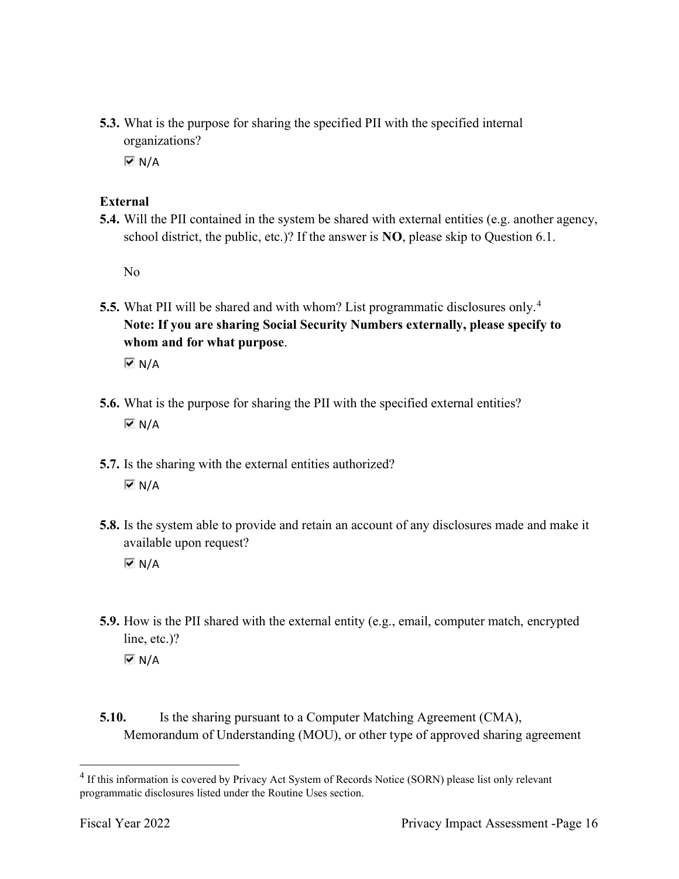**5.3.** What is the purpose for sharing the specified PII with the specified internal organizations?

☑ N/A

**External**

**5.4.** Will the PII contained in the system be shared with external entities (e.g. another agency, school district, the public, etc.)? If the answer is **NO**, please skip to Question 6.1.

No

**5.5.** What PII will be shared and with whom? List programmatic disclosures only.[4] **Note: If you are sharing Social Security Numbers externally, please specify to whom and for what purpose**.

☑ N/A

**5.6.** What is the purpose for sharing the PII with the specified external entities?

☑ N/A

**5.7.** Is the sharing with the external entities authorized?

☑ N/A

**5.8.** Is the system able to provide and retain an account of any disclosures made and make it available upon request?

☑ N/A

**5.9.** How is the PII shared with the external entity (e.g., email, computer match, encrypted line, etc.)?

☑ N/A

**5.10.** Is the sharing pursuant to a Computer Matching Agreement (CMA), Memorandum of Understanding (MOU), or other type of approved sharing agreement

---

[4] If this information is covered by Privacy Act System of Records Notice (SORN) please list only relevant programmatic disclosures listed under the Routine Uses section.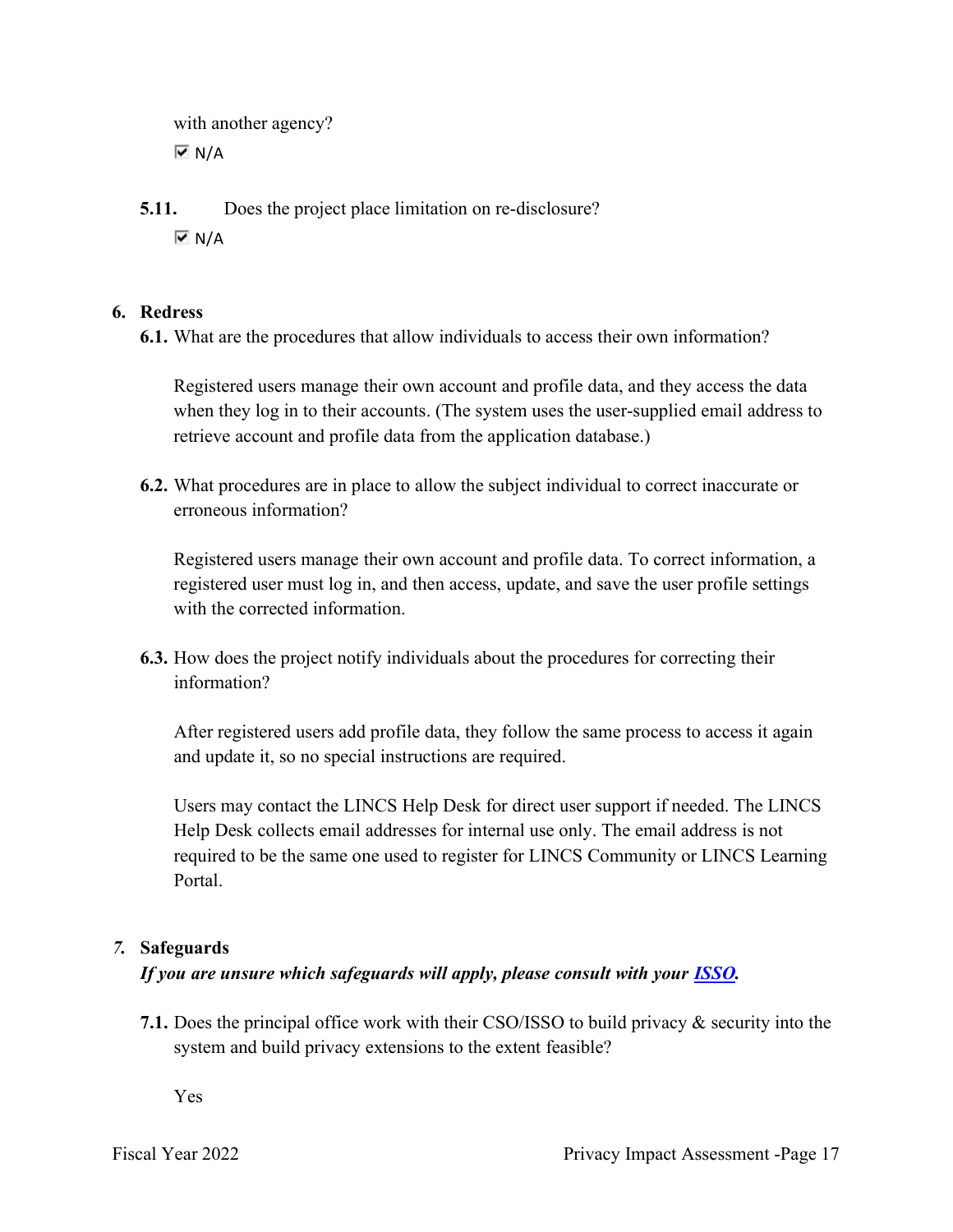with another agency?

☑ N/A

**5.11.** Does the project place limitation on re-disclosure?

☑ N/A

## 6. Redress

**6.1.** What are the procedures that allow individuals to access their own information?

Registered users manage their own account and profile data, and they access the data when they log in to their accounts. (The system uses the user-supplied email address to retrieve account and profile data from the application database.)

**6.2.** What procedures are in place to allow the subject individual to correct inaccurate or erroneous information?

Registered users manage their own account and profile data. To correct information, a registered user must log in, and then access, update, and save the user profile settings with the corrected information.

**6.3.** How does the project notify individuals about the procedures for correcting their information?

After registered users add profile data, they follow the same process to access it again and update it, so no special instructions are required.

Users may contact the LINCS Help Desk for direct user support if needed. The LINCS Help Desk collects email addresses for internal use only. The email address is not required to be the same one used to register for LINCS Community or LINCS Learning Portal.

## *7.* Safeguards

***If you are unsure which safeguards will apply, please consult with your ISSO.***

**7.1.** Does the principal office work with their CSO/ISSO to build privacy & security into the system and build privacy extensions to the extent feasible?

Yes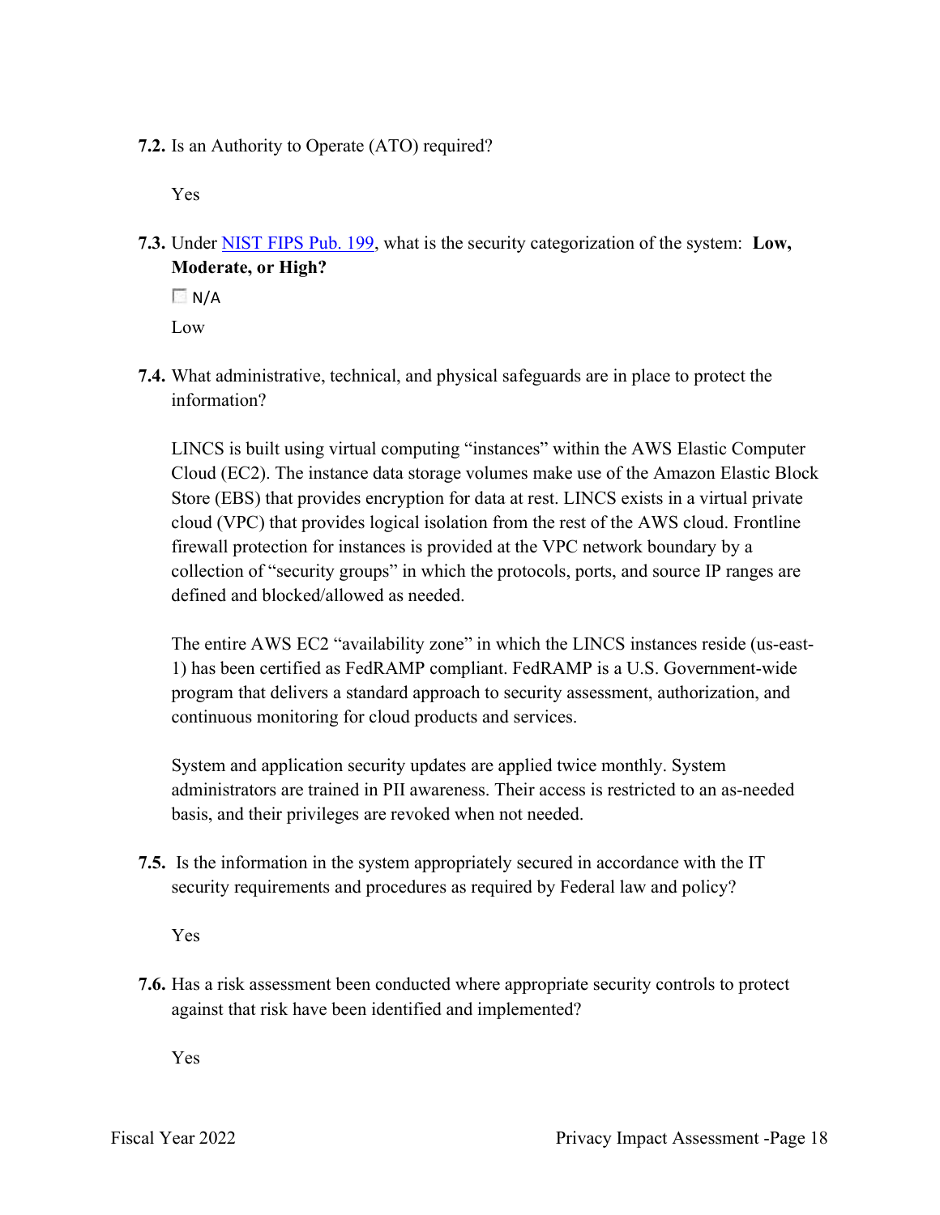**7.2.** Is an Authority to Operate (ATO) required?

Yes

**7.3.** Under [NIST FIPS Pub. 199](#), what is the security categorization of the system: **Low, Moderate, or High?**

☐ N/A

Low

**7.4.** What administrative, technical, and physical safeguards are in place to protect the information?

LINCS is built using virtual computing "instances" within the AWS Elastic Computer Cloud (EC2). The instance data storage volumes make use of the Amazon Elastic Block Store (EBS) that provides encryption for data at rest. LINCS exists in a virtual private cloud (VPC) that provides logical isolation from the rest of the AWS cloud. Frontline firewall protection for instances is provided at the VPC network boundary by a collection of "security groups" in which the protocols, ports, and source IP ranges are defined and blocked/allowed as needed.

The entire AWS EC2 "availability zone" in which the LINCS instances reside (us-east-1) has been certified as FedRAMP compliant. FedRAMP is a U.S. Government-wide program that delivers a standard approach to security assessment, authorization, and continuous monitoring for cloud products and services.

System and application security updates are applied twice monthly. System administrators are trained in PII awareness. Their access is restricted to an as-needed basis, and their privileges are revoked when not needed.

**7.5.** Is the information in the system appropriately secured in accordance with the IT security requirements and procedures as required by Federal law and policy?

Yes

**7.6.** Has a risk assessment been conducted where appropriate security controls to protect against that risk have been identified and implemented?

Yes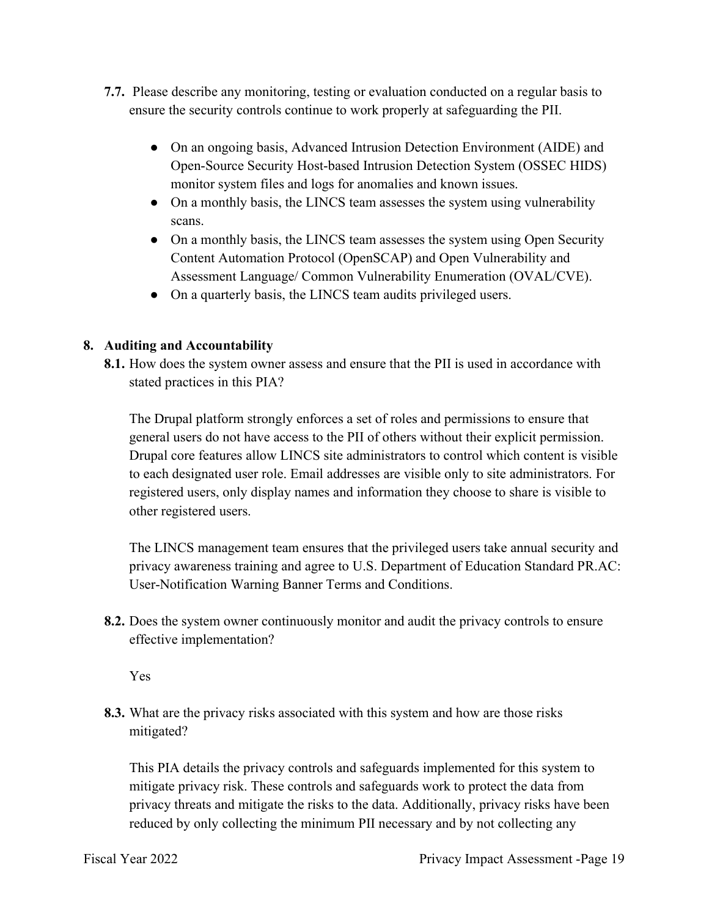**7.7.** Please describe any monitoring, testing or evaluation conducted on a regular basis to ensure the security controls continue to work properly at safeguarding the PII.

- On an ongoing basis, Advanced Intrusion Detection Environment (AIDE) and Open-Source Security Host-based Intrusion Detection System (OSSEC HIDS) monitor system files and logs for anomalies and known issues.
- On a monthly basis, the LINCS team assesses the system using vulnerability scans.
- On a monthly basis, the LINCS team assesses the system using Open Security Content Automation Protocol (OpenSCAP) and Open Vulnerability and Assessment Language/ Common Vulnerability Enumeration (OVAL/CVE).
- On a quarterly basis, the LINCS team audits privileged users.

## 8. Auditing and Accountability

**8.1.** How does the system owner assess and ensure that the PII is used in accordance with stated practices in this PIA?

The Drupal platform strongly enforces a set of roles and permissions to ensure that general users do not have access to the PII of others without their explicit permission. Drupal core features allow LINCS site administrators to control which content is visible to each designated user role. Email addresses are visible only to site administrators. For registered users, only display names and information they choose to share is visible to other registered users.

The LINCS management team ensures that the privileged users take annual security and privacy awareness training and agree to U.S. Department of Education Standard PR.AC: User-Notification Warning Banner Terms and Conditions.

**8.2.** Does the system owner continuously monitor and audit the privacy controls to ensure effective implementation?

Yes

**8.3.** What are the privacy risks associated with this system and how are those risks mitigated?

This PIA details the privacy controls and safeguards implemented for this system to mitigate privacy risk. These controls and safeguards work to protect the data from privacy threats and mitigate the risks to the data. Additionally, privacy risks have been reduced by only collecting the minimum PII necessary and by not collecting any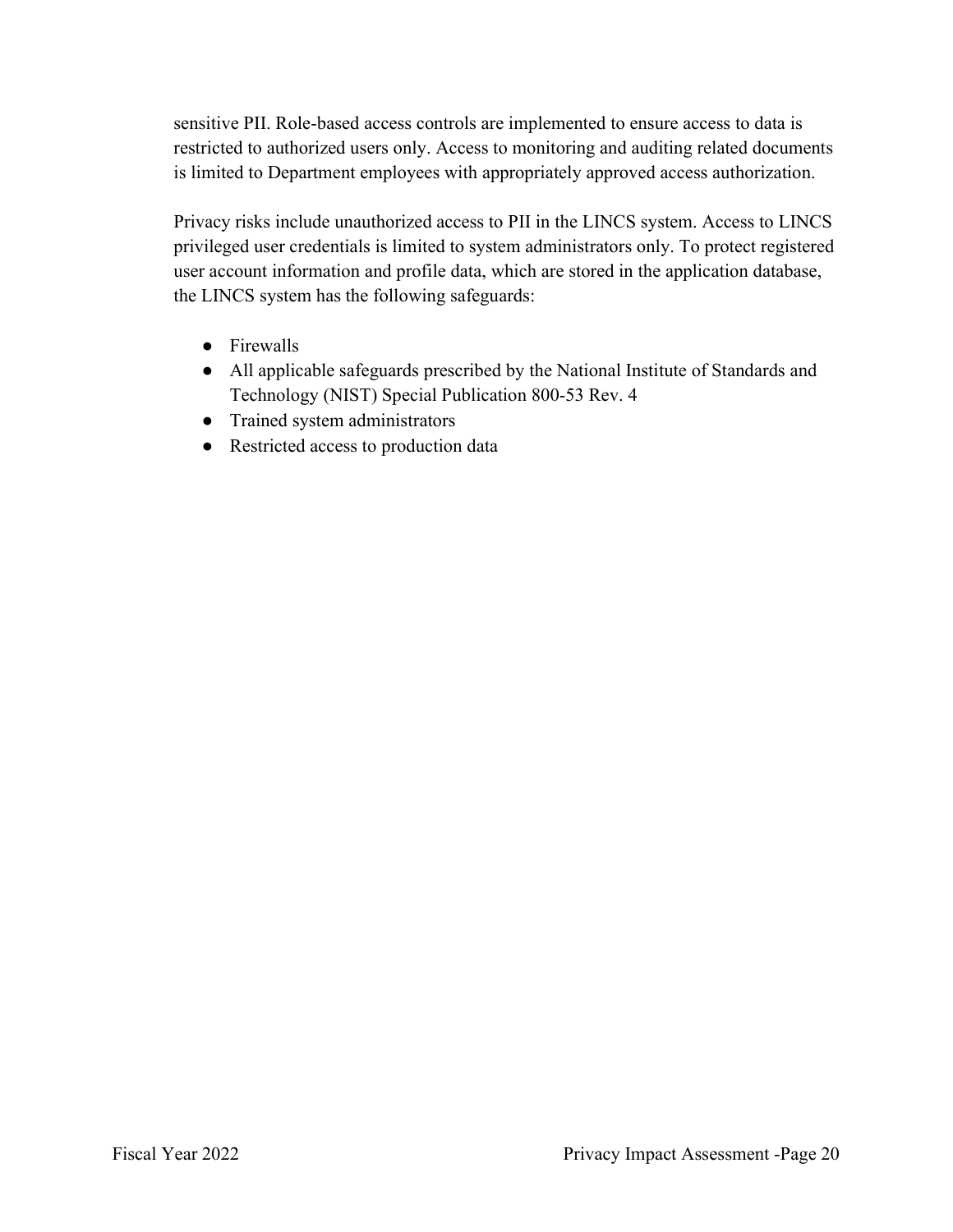sensitive PII. Role-based access controls are implemented to ensure access to data is restricted to authorized users only. Access to monitoring and auditing related documents is limited to Department employees with appropriately approved access authorization.

Privacy risks include unauthorized access to PII in the LINCS system. Access to LINCS privileged user credentials is limited to system administrators only. To protect registered user account information and profile data, which are stored in the application database, the LINCS system has the following safeguards:

- Firewalls
- All applicable safeguards prescribed by the National Institute of Standards and Technology (NIST) Special Publication 800-53 Rev. 4
- Trained system administrators
- Restricted access to production data